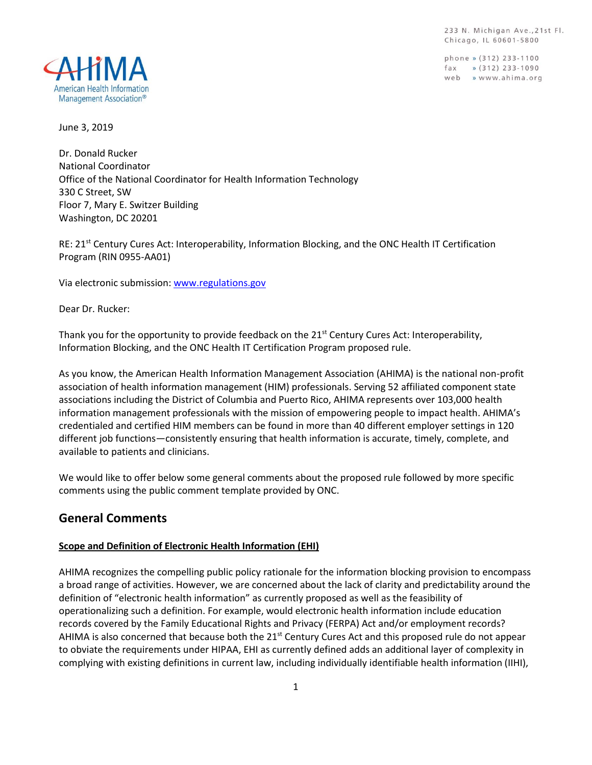233 N. Michigan Ave.,21st Fl.
Chicago, IL 60601-5800

phone » (312) 233-1100
fax » (312) 233-1090
web » www.ahima.org

AHIMA
American Health Information Management Association®

June 3, 2019

Dr. Donald Rucker
National Coordinator
Office of the National Coordinator for Health Information Technology
330 C Street, SW
Floor 7, Mary E. Switzer Building
Washington, DC 20201

RE: 21st Century Cures Act: Interoperability, Information Blocking, and the ONC Health IT Certification Program (RIN 0955-AA01)

Via electronic submission: [www.regulations.gov](www.regulations.gov)

Dear Dr. Rucker:

Thank you for the opportunity to provide feedback on the 21st Century Cures Act: Interoperability, Information Blocking, and the ONC Health IT Certification Program proposed rule.

As you know, the American Health Information Management Association (AHIMA) is the national non-profit association of health information management (HIM) professionals. Serving 52 affiliated component state associations including the District of Columbia and Puerto Rico, AHIMA represents over 103,000 health information management professionals with the mission of empowering people to impact health. AHIMA's credentialed and certified HIM members can be found in more than 40 different employer settings in 120 different job functions—consistently ensuring that health information is accurate, timely, complete, and available to patients and clinicians.

We would like to offer below some general comments about the proposed rule followed by more specific comments using the public comment template provided by ONC.

## General Comments

**Scope and Definition of Electronic Health Information (EHI)**

AHIMA recognizes the compelling public policy rationale for the information blocking provision to encompass a broad range of activities. However, we are concerned about the lack of clarity and predictability around the definition of "electronic health information" as currently proposed as well as the feasibility of operationalizing such a definition. For example, would electronic health information include education records covered by the Family Educational Rights and Privacy (FERPA) Act and/or employment records? AHIMA is also concerned that because both the 21st Century Cures Act and this proposed rule do not appear to obviate the requirements under HIPAA, EHI as currently defined adds an additional layer of complexity in complying with existing definitions in current law, including individually identifiable health information (IIHI),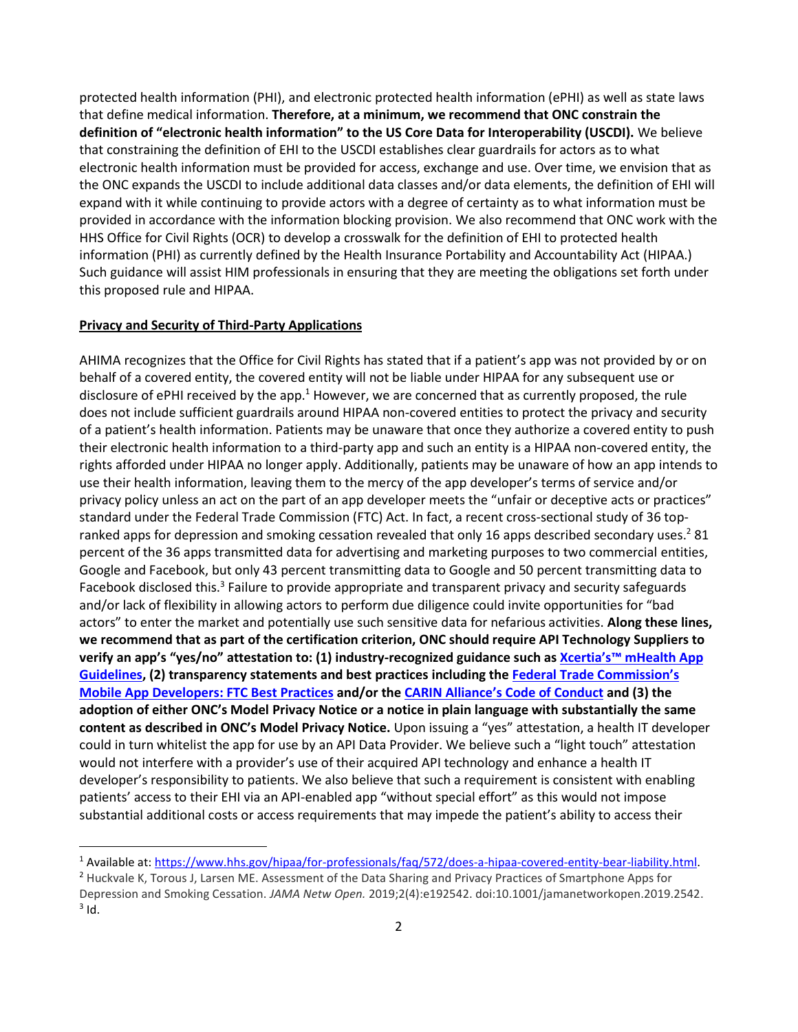protected health information (PHI), and electronic protected health information (ePHI) as well as state laws that define medical information. **Therefore, at a minimum, we recommend that ONC constrain the definition of "electronic health information" to the US Core Data for Interoperability (USCDI).** We believe that constraining the definition of EHI to the USCDI establishes clear guardrails for actors as to what electronic health information must be provided for access, exchange and use. Over time, we envision that as the ONC expands the USCDI to include additional data classes and/or data elements, the definition of EHI will expand with it while continuing to provide actors with a degree of certainty as to what information must be provided in accordance with the information blocking provision. We also recommend that ONC work with the HHS Office for Civil Rights (OCR) to develop a crosswalk for the definition of EHI to protected health information (PHI) as currently defined by the Health Insurance Portability and Accountability Act (HIPAA.) Such guidance will assist HIM professionals in ensuring that they are meeting the obligations set forth under this proposed rule and HIPAA.

**Privacy and Security of Third-Party Applications**

AHIMA recognizes that the Office for Civil Rights has stated that if a patient's app was not provided by or on behalf of a covered entity, the covered entity will not be liable under HIPAA for any subsequent use or disclosure of ePHI received by the app.[1] However, we are concerned that as currently proposed, the rule does not include sufficient guardrails around HIPAA non-covered entities to protect the privacy and security of a patient's health information. Patients may be unaware that once they authorize a covered entity to push their electronic health information to a third-party app and such an entity is a HIPAA non-covered entity, the rights afforded under HIPAA no longer apply. Additionally, patients may be unaware of how an app intends to use their health information, leaving them to the mercy of the app developer's terms of service and/or privacy policy unless an act on the part of an app developer meets the "unfair or deceptive acts or practices" standard under the Federal Trade Commission (FTC) Act. In fact, a recent cross-sectional study of 36 top-ranked apps for depression and smoking cessation revealed that only 16 apps described secondary uses.[2] 81 percent of the 36 apps transmitted data for advertising and marketing purposes to two commercial entities, Google and Facebook, but only 43 percent transmitting data to Google and 50 percent transmitting data to Facebook disclosed this.[3] Failure to provide appropriate and transparent privacy and security safeguards and/or lack of flexibility in allowing actors to perform due diligence could invite opportunities for "bad actors" to enter the market and potentially use such sensitive data for nefarious activities. **Along these lines, we recommend that as part of the certification criterion, ONC should require API Technology Suppliers to verify an app's "yes/no" attestation to: (1) industry-recognized guidance such as Xcertia's™ mHealth App Guidelines, (2) transparency statements and best practices including the Federal Trade Commission's Mobile App Developers: FTC Best Practices and/or the CARIN Alliance's Code of Conduct and (3) the adoption of either ONC's Model Privacy Notice or a notice in plain language with substantially the same content as described in ONC's Model Privacy Notice.** Upon issuing a "yes" attestation, a health IT developer could in turn whitelist the app for use by an API Data Provider. We believe such a "light touch" attestation would not interfere with a provider's use of their acquired API technology and enhance a health IT developer's responsibility to patients. We also believe that such a requirement is consistent with enabling patients' access to their EHI via an API-enabled app "without special effort" as this would not impose substantial additional costs or access requirements that may impede the patient's ability to access their

---

[1] Available at: https://www.hhs.gov/hipaa/for-professionals/faq/572/does-a-hipaa-covered-entity-bear-liability.html.

[2] Huckvale K, Torous J, Larsen ME. Assessment of the Data Sharing and Privacy Practices of Smartphone Apps for Depression and Smoking Cessation. *JAMA Netw Open.* 2019;2(4):e192542. doi:10.1001/jamanetworkopen.2019.2542.

[3] Id.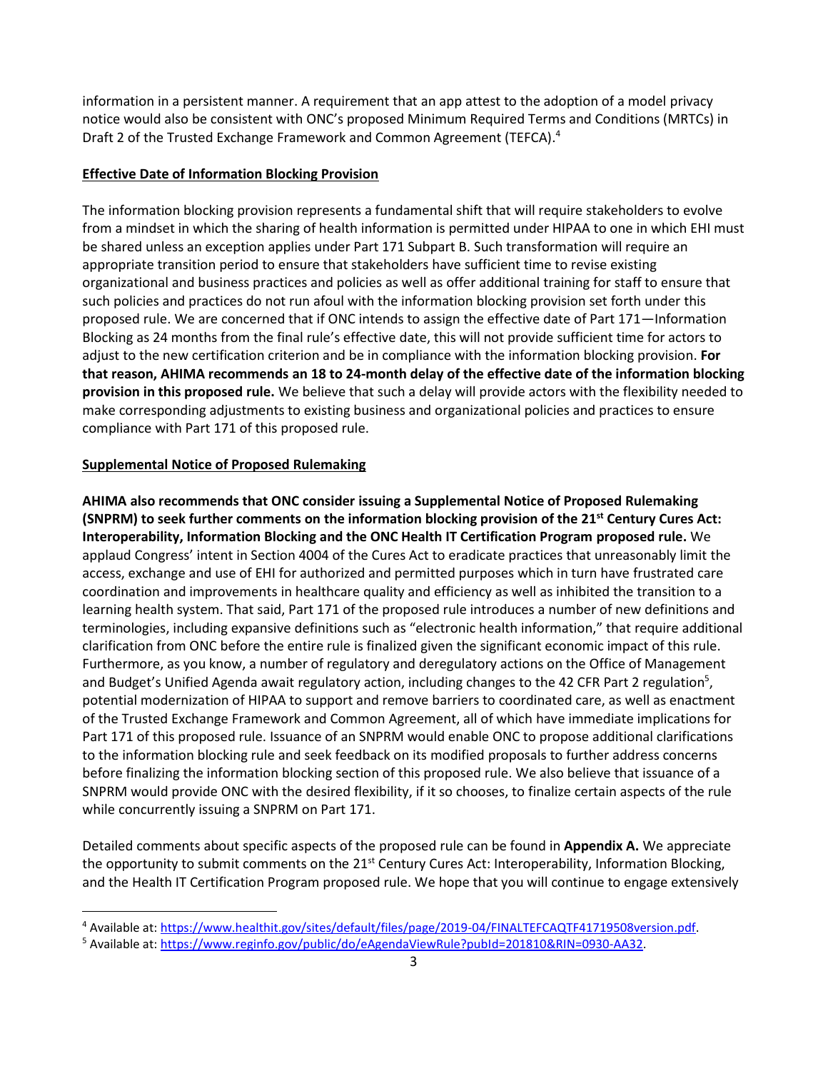information in a persistent manner. A requirement that an app attest to the adoption of a model privacy notice would also be consistent with ONC's proposed Minimum Required Terms and Conditions (MRTCs) in Draft 2 of the Trusted Exchange Framework and Common Agreement (TEFCA).[4]

**Effective Date of Information Blocking Provision**

The information blocking provision represents a fundamental shift that will require stakeholders to evolve from a mindset in which the sharing of health information is permitted under HIPAA to one in which EHI must be shared unless an exception applies under Part 171 Subpart B. Such transformation will require an appropriate transition period to ensure that stakeholders have sufficient time to revise existing organizational and business practices and policies as well as offer additional training for staff to ensure that such policies and practices do not run afoul with the information blocking provision set forth under this proposed rule. We are concerned that if ONC intends to assign the effective date of Part 171—Information Blocking as 24 months from the final rule's effective date, this will not provide sufficient time for actors to adjust to the new certification criterion and be in compliance with the information blocking provision. **For that reason, AHIMA recommends an 18 to 24-month delay of the effective date of the information blocking provision in this proposed rule.** We believe that such a delay will provide actors with the flexibility needed to make corresponding adjustments to existing business and organizational policies and practices to ensure compliance with Part 171 of this proposed rule.

**Supplemental Notice of Proposed Rulemaking**

**AHIMA also recommends that ONC consider issuing a Supplemental Notice of Proposed Rulemaking (SNPRM) to seek further comments on the information blocking provision of the 21st Century Cures Act: Interoperability, Information Blocking and the ONC Health IT Certification Program proposed rule.** We applaud Congress' intent in Section 4004 of the Cures Act to eradicate practices that unreasonably limit the access, exchange and use of EHI for authorized and permitted purposes which in turn have frustrated care coordination and improvements in healthcare quality and efficiency as well as inhibited the transition to a learning health system. That said, Part 171 of the proposed rule introduces a number of new definitions and terminologies, including expansive definitions such as "electronic health information," that require additional clarification from ONC before the entire rule is finalized given the significant economic impact of this rule. Furthermore, as you know, a number of regulatory and deregulatory actions on the Office of Management and Budget's Unified Agenda await regulatory action, including changes to the 42 CFR Part 2 regulation[5], potential modernization of HIPAA to support and remove barriers to coordinated care, as well as enactment of the Trusted Exchange Framework and Common Agreement, all of which have immediate implications for Part 171 of this proposed rule. Issuance of an SNPRM would enable ONC to propose additional clarifications to the information blocking rule and seek feedback on its modified proposals to further address concerns before finalizing the information blocking section of this proposed rule. We also believe that issuance of a SNPRM would provide ONC with the desired flexibility, if it so chooses, to finalize certain aspects of the rule while concurrently issuing a SNPRM on Part 171.

Detailed comments about specific aspects of the proposed rule can be found in **Appendix A.** We appreciate the opportunity to submit comments on the 21st Century Cures Act: Interoperability, Information Blocking, and the Health IT Certification Program proposed rule. We hope that you will continue to engage extensively

---

[4] Available at: https://www.healthit.gov/sites/default/files/page/2019-04/FINALTEFCAQTF41719508version.pdf.

[5] Available at: https://www.reginfo.gov/public/do/eAgendaViewRule?pubId=201810&RIN=0930-AA32.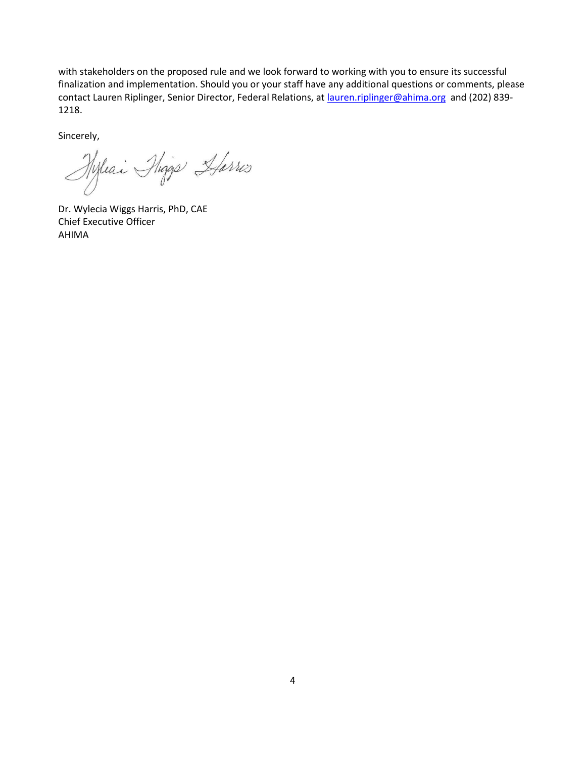with stakeholders on the proposed rule and we look forward to working with you to ensure its successful finalization and implementation. Should you or your staff have any additional questions or comments, please contact Lauren Riplinger, Senior Director, Federal Relations, at lauren.riplinger@ahima.org and (202) 839-1218.

Sincerely,

Dr. Wylecia Wiggs Harris, PhD, CAE
Chief Executive Officer
AHIMA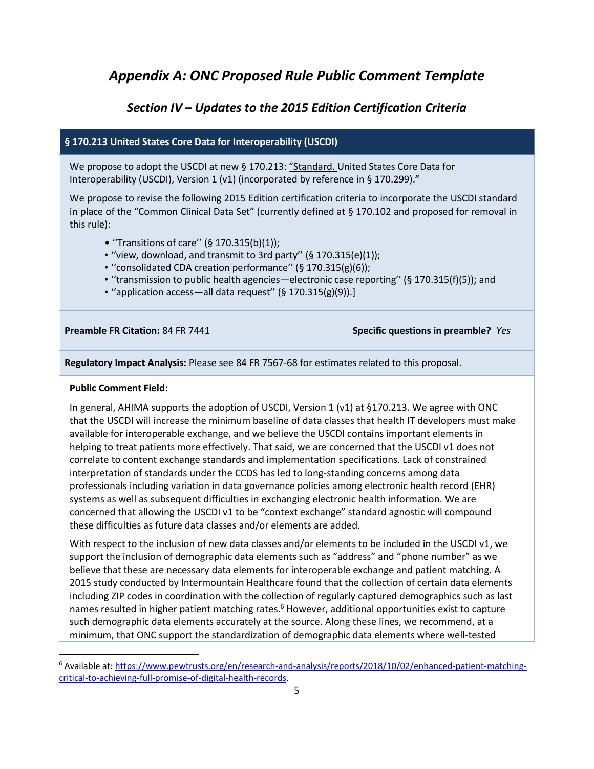# *Appendix A: ONC Proposed Rule Public Comment Template*

## *Section IV – Updates to the 2015 Edition Certification Criteria*

### § 170.213 United States Core Data for Interoperability (USCDI)

We propose to adopt the USCDI at new § 170.213: "Standard. United States Core Data for Interoperability (USCDI), Version 1 (v1) (incorporated by reference in § 170.299)."

We propose to revise the following 2015 Edition certification criteria to incorporate the USCDI standard in place of the "Common Clinical Data Set" (currently defined at § 170.102 and proposed for removal in this rule):

- ''Transitions of care'' (§ 170.315(b)(1));
- ''view, download, and transmit to 3rd party'' (§ 170.315(e)(1));
- ''consolidated CDA creation performance'' (§ 170.315(g)(6));
- ''transmission to public health agencies—electronic case reporting'' (§ 170.315(f)(5)); and
- ''application access—all data request'' (§ 170.315(g)(9)).]

**Preamble FR Citation:** 84 FR 7441

**Specific questions in preamble?** *Yes*

**Regulatory Impact Analysis:** Please see 84 FR 7567-68 for estimates related to this proposal.

**Public Comment Field:**

In general, AHIMA supports the adoption of USCDI, Version 1 (v1) at §170.213. We agree with ONC that the USCDI will increase the minimum baseline of data classes that health IT developers must make available for interoperable exchange, and we believe the USCDI contains important elements in helping to treat patients more effectively. That said, we are concerned that the USCDI v1 does not correlate to content exchange standards and implementation specifications. Lack of constrained interpretation of standards under the CCDS has led to long-standing concerns among data professionals including variation in data governance policies among electronic health record (EHR) systems as well as subsequent difficulties in exchanging electronic health information. We are concerned that allowing the USCDI v1 to be "context exchange" standard agnostic will compound these difficulties as future data classes and/or elements are added.

With respect to the inclusion of new data classes and/or elements to be included in the USCDI v1, we support the inclusion of demographic data elements such as "address" and "phone number" as we believe that these are necessary data elements for interoperable exchange and patient matching. A 2015 study conducted by Intermountain Healthcare found that the collection of certain data elements including ZIP codes in coordination with the collection of regularly captured demographics such as last names resulted in higher patient matching rates.[6] However, additional opportunities exist to capture such demographic data elements accurately at the source. Along these lines, we recommend, at a minimum, that ONC support the standardization of demographic data elements where well-tested

[6] Available at: https://www.pewtrusts.org/en/research-and-analysis/reports/2018/10/02/enhanced-patient-matching-critical-to-achieving-full-promise-of-digital-health-records.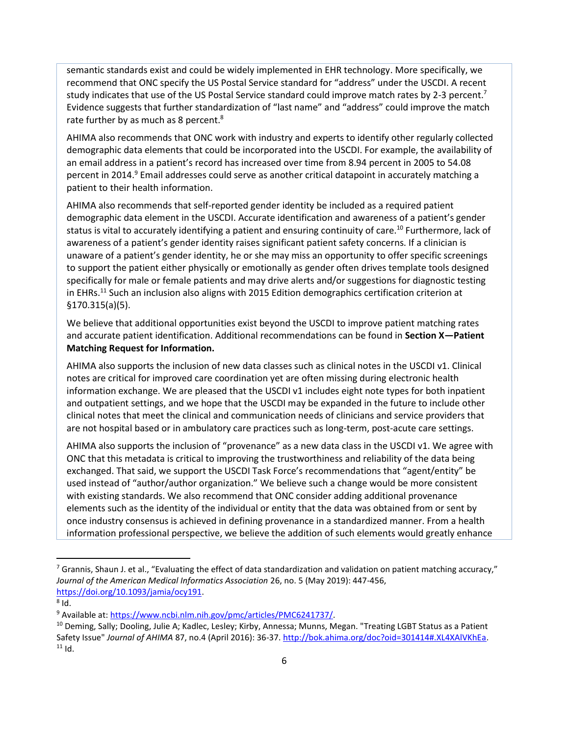semantic standards exist and could be widely implemented in EHR technology. More specifically, we recommend that ONC specify the US Postal Service standard for "address" under the USCDI. A recent study indicates that use of the US Postal Service standard could improve match rates by 2-3 percent.[7] Evidence suggests that further standardization of "last name" and "address" could improve the match rate further by as much as 8 percent.[8]

AHIMA also recommends that ONC work with industry and experts to identify other regularly collected demographic data elements that could be incorporated into the USCDI. For example, the availability of an email address in a patient's record has increased over time from 8.94 percent in 2005 to 54.08 percent in 2014.[9] Email addresses could serve as another critical datapoint in accurately matching a patient to their health information.

AHIMA also recommends that self-reported gender identity be included as a required patient demographic data element in the USCDI. Accurate identification and awareness of a patient's gender status is vital to accurately identifying a patient and ensuring continuity of care.[10] Furthermore, lack of awareness of a patient's gender identity raises significant patient safety concerns. If a clinician is unaware of a patient's gender identity, he or she may miss an opportunity to offer specific screenings to support the patient either physically or emotionally as gender often drives template tools designed specifically for male or female patients and may drive alerts and/or suggestions for diagnostic testing in EHRs.[11] Such an inclusion also aligns with 2015 Edition demographics certification criterion at §170.315(a)(5).

We believe that additional opportunities exist beyond the USCDI to improve patient matching rates and accurate patient identification. Additional recommendations can be found in **Section X—Patient Matching Request for Information.**

AHIMA also supports the inclusion of new data classes such as clinical notes in the USCDI v1. Clinical notes are critical for improved care coordination yet are often missing during electronic health information exchange. We are pleased that the USCDI v1 includes eight note types for both inpatient and outpatient settings, and we hope that the USCDI may be expanded in the future to include other clinical notes that meet the clinical and communication needs of clinicians and service providers that are not hospital based or in ambulatory care practices such as long-term, post-acute care settings.

AHIMA also supports the inclusion of "provenance" as a new data class in the USCDI v1. We agree with ONC that this metadata is critical to improving the trustworthiness and reliability of the data being exchanged. That said, we support the USCDI Task Force's recommendations that "agent/entity" be used instead of "author/author organization." We believe such a change would be more consistent with existing standards. We also recommend that ONC consider adding additional provenance elements such as the identity of the individual or entity that the data was obtained from or sent by once industry consensus is achieved in defining provenance in a standardized manner. From a health information professional perspective, we believe the addition of such elements would greatly enhance

---

[7] Grannis, Shaun J. et al., "Evaluating the effect of data standardization and validation on patient matching accuracy," *Journal of the American Medical Informatics Association* 26, no. 5 (May 2019): 447-456, https://doi.org/10.1093/jamia/ocy191.

[8] Id.

[9] Available at: https://www.ncbi.nlm.nih.gov/pmc/articles/PMC6241737/.

[10] Deming, Sally; Dooling, Julie A; Kadlec, Lesley; Kirby, Annessa; Munns, Megan. "Treating LGBT Status as a Patient Safety Issue" *Journal of AHIMA* 87, no.4 (April 2016): 36-37. http://bok.ahima.org/doc?oid=301414#.XL4XAlVKhEa.

[11] Id.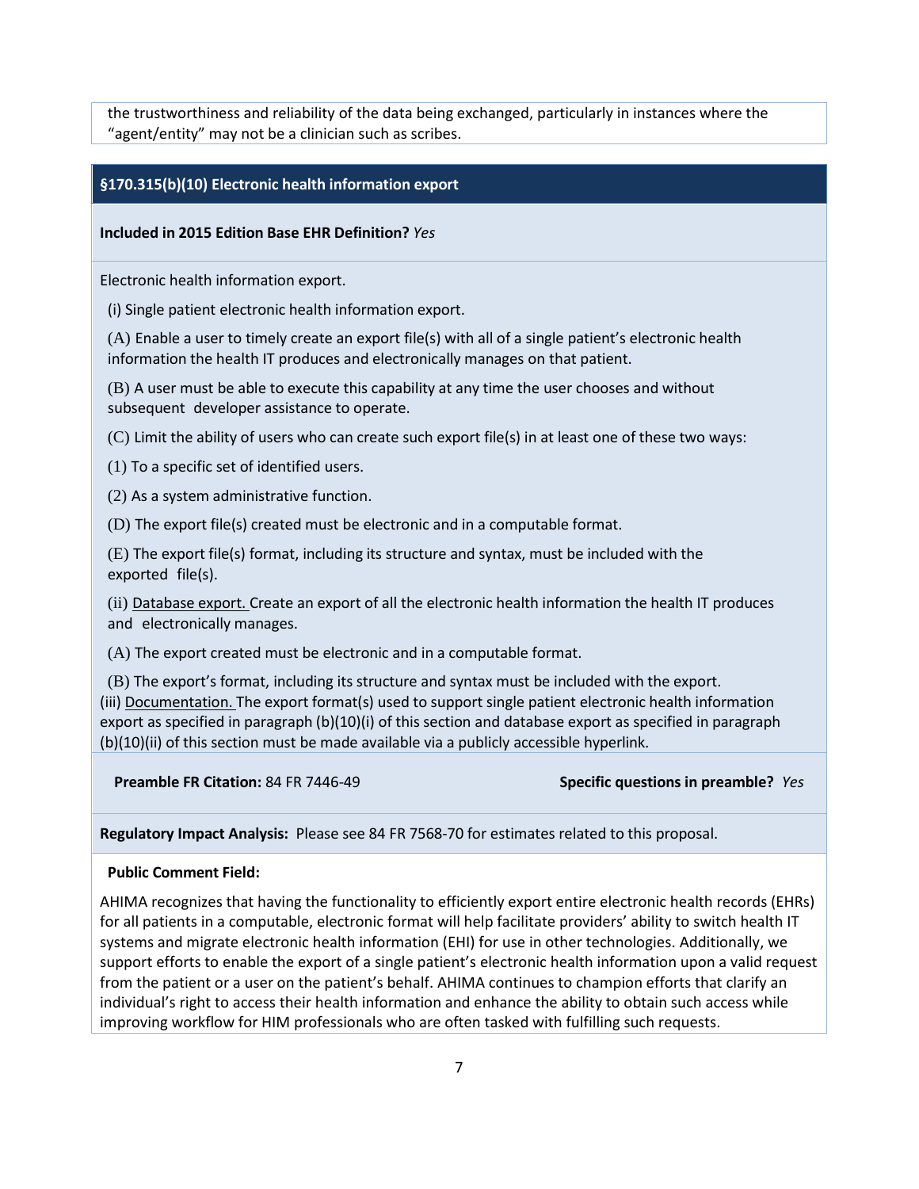the trustworthiness and reliability of the data being exchanged, particularly in instances where the "agent/entity" may not be a clinician such as scribes.

## §170.315(b)(10) Electronic health information export

**Included in 2015 Edition Base EHR Definition?** *Yes*

Electronic health information export.

(i) Single patient electronic health information export.

(A) Enable a user to timely create an export file(s) with all of a single patient's electronic health information the health IT produces and electronically manages on that patient.

(B) A user must be able to execute this capability at any time the user chooses and without subsequent developer assistance to operate.

(C) Limit the ability of users who can create such export file(s) in at least one of these two ways:

(1) To a specific set of identified users.

(2) As a system administrative function.

(D) The export file(s) created must be electronic and in a computable format.

(E) The export file(s) format, including its structure and syntax, must be included with the exported file(s).

(ii) Database export. Create an export of all the electronic health information the health IT produces and electronically manages.

(A) The export created must be electronic and in a computable format.

(B) The export's format, including its structure and syntax must be included with the export.

(iii) Documentation. The export format(s) used to support single patient electronic health information export as specified in paragraph (b)(10)(i) of this section and database export as specified in paragraph (b)(10)(ii) of this section must be made available via a publicly accessible hyperlink.

**Preamble FR Citation:** 84 FR 7446-49

**Specific questions in preamble?** *Yes*

**Regulatory Impact Analysis:** Please see 84 FR 7568-70 for estimates related to this proposal.

**Public Comment Field:**

AHIMA recognizes that having the functionality to efficiently export entire electronic health records (EHRs) for all patients in a computable, electronic format will help facilitate providers' ability to switch health IT systems and migrate electronic health information (EHI) for use in other technologies. Additionally, we support efforts to enable the export of a single patient's electronic health information upon a valid request from the patient or a user on the patient's behalf. AHIMA continues to champion efforts that clarify an individual's right to access their health information and enhance the ability to obtain such access while improving workflow for HIM professionals who are often tasked with fulfilling such requests.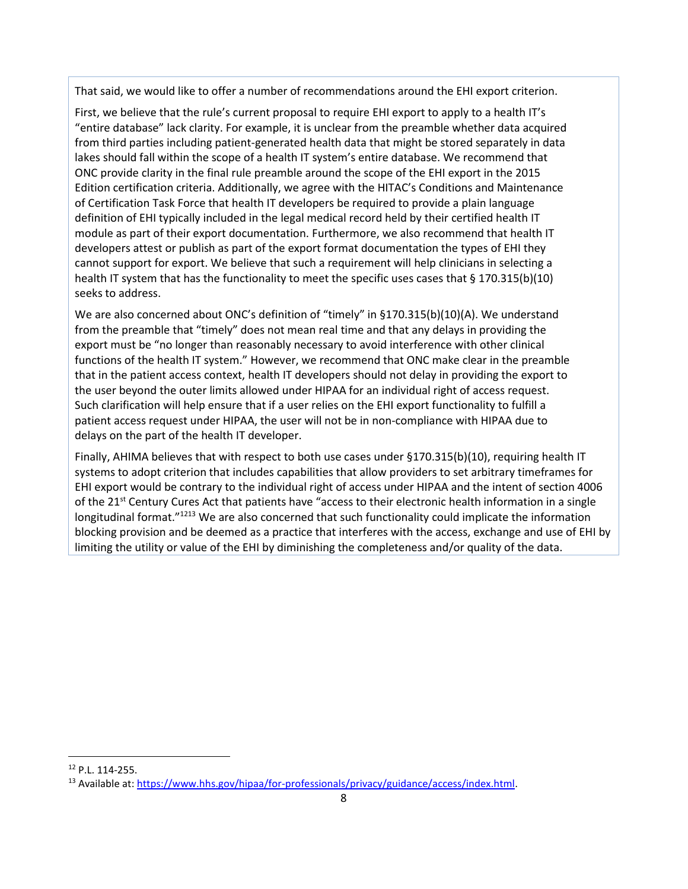That said, we would like to offer a number of recommendations around the EHI export criterion.

First, we believe that the rule's current proposal to require EHI export to apply to a health IT's "entire database" lack clarity. For example, it is unclear from the preamble whether data acquired from third parties including patient-generated health data that might be stored separately in data lakes should fall within the scope of a health IT system's entire database. We recommend that ONC provide clarity in the final rule preamble around the scope of the EHI export in the 2015 Edition certification criteria. Additionally, we agree with the HITAC's Conditions and Maintenance of Certification Task Force that health IT developers be required to provide a plain language definition of EHI typically included in the legal medical record held by their certified health IT module as part of their export documentation. Furthermore, we also recommend that health IT developers attest or publish as part of the export format documentation the types of EHI they cannot support for export. We believe that such a requirement will help clinicians in selecting a health IT system that has the functionality to meet the specific uses cases that § 170.315(b)(10) seeks to address.

We are also concerned about ONC's definition of "timely" in §170.315(b)(10)(A). We understand from the preamble that "timely" does not mean real time and that any delays in providing the export must be "no longer than reasonably necessary to avoid interference with other clinical functions of the health IT system." However, we recommend that ONC make clear in the preamble that in the patient access context, health IT developers should not delay in providing the export to the user beyond the outer limits allowed under HIPAA for an individual right of access request. Such clarification will help ensure that if a user relies on the EHI export functionality to fulfill a patient access request under HIPAA, the user will not be in non-compliance with HIPAA due to delays on the part of the health IT developer.

Finally, AHIMA believes that with respect to both use cases under §170.315(b)(10), requiring health IT systems to adopt criterion that includes capabilities that allow providers to set arbitrary timeframes for EHI export would be contrary to the individual right of access under HIPAA and the intent of section 4006 of the 21st Century Cures Act that patients have "access to their electronic health information in a single longitudinal format."[12][13] We are also concerned that such functionality could implicate the information blocking provision and be deemed as a practice that interferes with the access, exchange and use of EHI by limiting the utility or value of the EHI by diminishing the completeness and/or quality of the data.

---

[12] P.L. 114-255.

[13] Available at: https://www.hhs.gov/hipaa/for-professionals/privacy/guidance/access/index.html.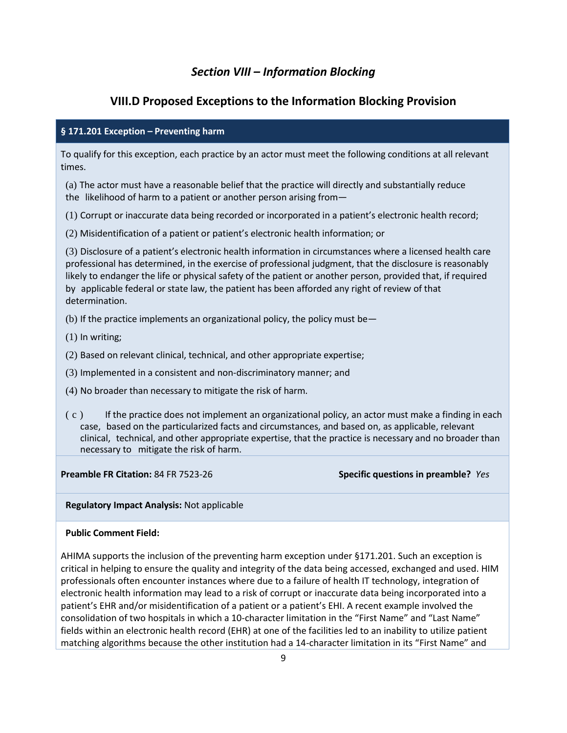## *Section VIII – Information Blocking*

## VIII.D Proposed Exceptions to the Information Blocking Provision

### § 171.201 Exception – Preventing harm

To qualify for this exception, each practice by an actor must meet the following conditions at all relevant times.

(a) The actor must have a reasonable belief that the practice will directly and substantially reduce the likelihood of harm to a patient or another person arising from—

(1) Corrupt or inaccurate data being recorded or incorporated in a patient's electronic health record;

(2) Misidentification of a patient or patient's electronic health information; or

(3) Disclosure of a patient's electronic health information in circumstances where a licensed health care professional has determined, in the exercise of professional judgment, that the disclosure is reasonably likely to endanger the life or physical safety of the patient or another person, provided that, if required by applicable federal or state law, the patient has been afforded any right of review of that determination.

(b) If the practice implements an organizational policy, the policy must be—

(1) In writing;

(2) Based on relevant clinical, technical, and other appropriate expertise;

(3) Implemented in a consistent and non-discriminatory manner; and

(4) No broader than necessary to mitigate the risk of harm.

(c) If the practice does not implement an organizational policy, an actor must make a finding in each case, based on the particularized facts and circumstances, and based on, as applicable, relevant clinical, technical, and other appropriate expertise, that the practice is necessary and no broader than necessary to mitigate the risk of harm.

**Preamble FR Citation:** 84 FR 7523-26 **Specific questions in preamble?** *Yes*

**Regulatory Impact Analysis:** Not applicable

**Public Comment Field:**

AHIMA supports the inclusion of the preventing harm exception under §171.201. Such an exception is critical in helping to ensure the quality and integrity of the data being accessed, exchanged and used. HIM professionals often encounter instances where due to a failure of health IT technology, integration of electronic health information may lead to a risk of corrupt or inaccurate data being incorporated into a patient's EHR and/or misidentification of a patient or a patient's EHI. A recent example involved the consolidation of two hospitals in which a 10-character limitation in the "First Name" and "Last Name" fields within an electronic health record (EHR) at one of the facilities led to an inability to utilize patient matching algorithms because the other institution had a 14-character limitation in its "First Name" and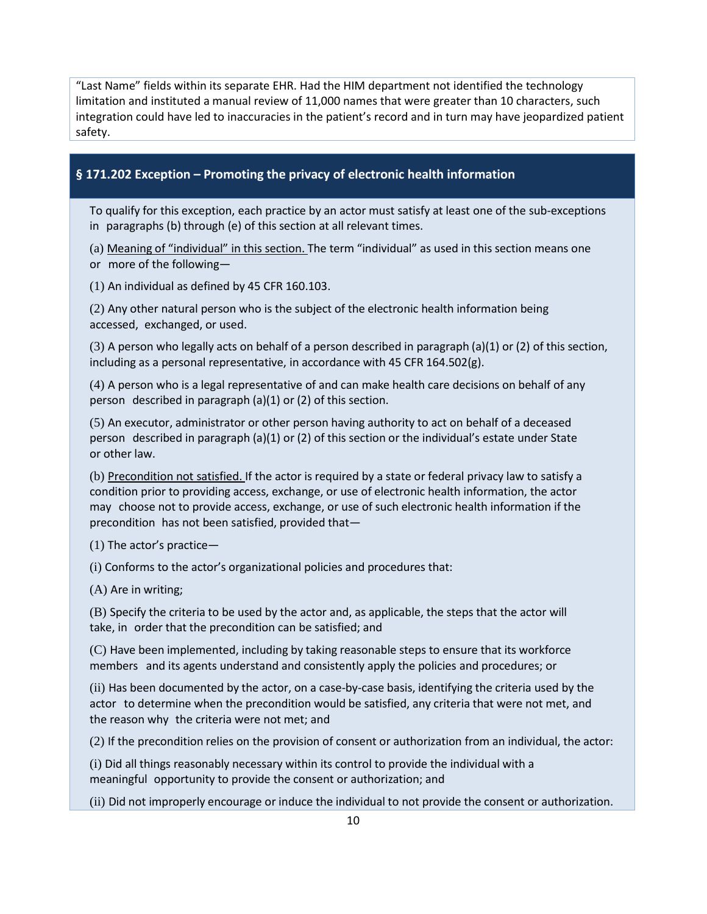"Last Name" fields within its separate EHR. Had the HIM department not identified the technology limitation and instituted a manual review of 11,000 names that were greater than 10 characters, such integration could have led to inaccuracies in the patient's record and in turn may have jeopardized patient safety.

## § 171.202 Exception – Promoting the privacy of electronic health information

To qualify for this exception, each practice by an actor must satisfy at least one of the sub-exceptions in paragraphs (b) through (e) of this section at all relevant times.

(a) Meaning of "individual" in this section. The term "individual" as used in this section means one or more of the following—

(1) An individual as defined by 45 CFR 160.103.

(2) Any other natural person who is the subject of the electronic health information being accessed, exchanged, or used.

(3) A person who legally acts on behalf of a person described in paragraph (a)(1) or (2) of this section, including as a personal representative, in accordance with 45 CFR 164.502(g).

(4) A person who is a legal representative of and can make health care decisions on behalf of any person described in paragraph (a)(1) or (2) of this section.

(5) An executor, administrator or other person having authority to act on behalf of a deceased person described in paragraph (a)(1) or (2) of this section or the individual's estate under State or other law.

(b) Precondition not satisfied. If the actor is required by a state or federal privacy law to satisfy a condition prior to providing access, exchange, or use of electronic health information, the actor may choose not to provide access, exchange, or use of such electronic health information if the precondition has not been satisfied, provided that—

(1) The actor's practice—

(i) Conforms to the actor's organizational policies and procedures that:

(A) Are in writing;

(B) Specify the criteria to be used by the actor and, as applicable, the steps that the actor will take, in order that the precondition can be satisfied; and

(C) Have been implemented, including by taking reasonable steps to ensure that its workforce members and its agents understand and consistently apply the policies and procedures; or

(ii) Has been documented by the actor, on a case-by-case basis, identifying the criteria used by the actor to determine when the precondition would be satisfied, any criteria that were not met, and the reason why the criteria were not met; and

(2) If the precondition relies on the provision of consent or authorization from an individual, the actor:

(i) Did all things reasonably necessary within its control to provide the individual with a meaningful opportunity to provide the consent or authorization; and

(ii) Did not improperly encourage or induce the individual to not provide the consent or authorization.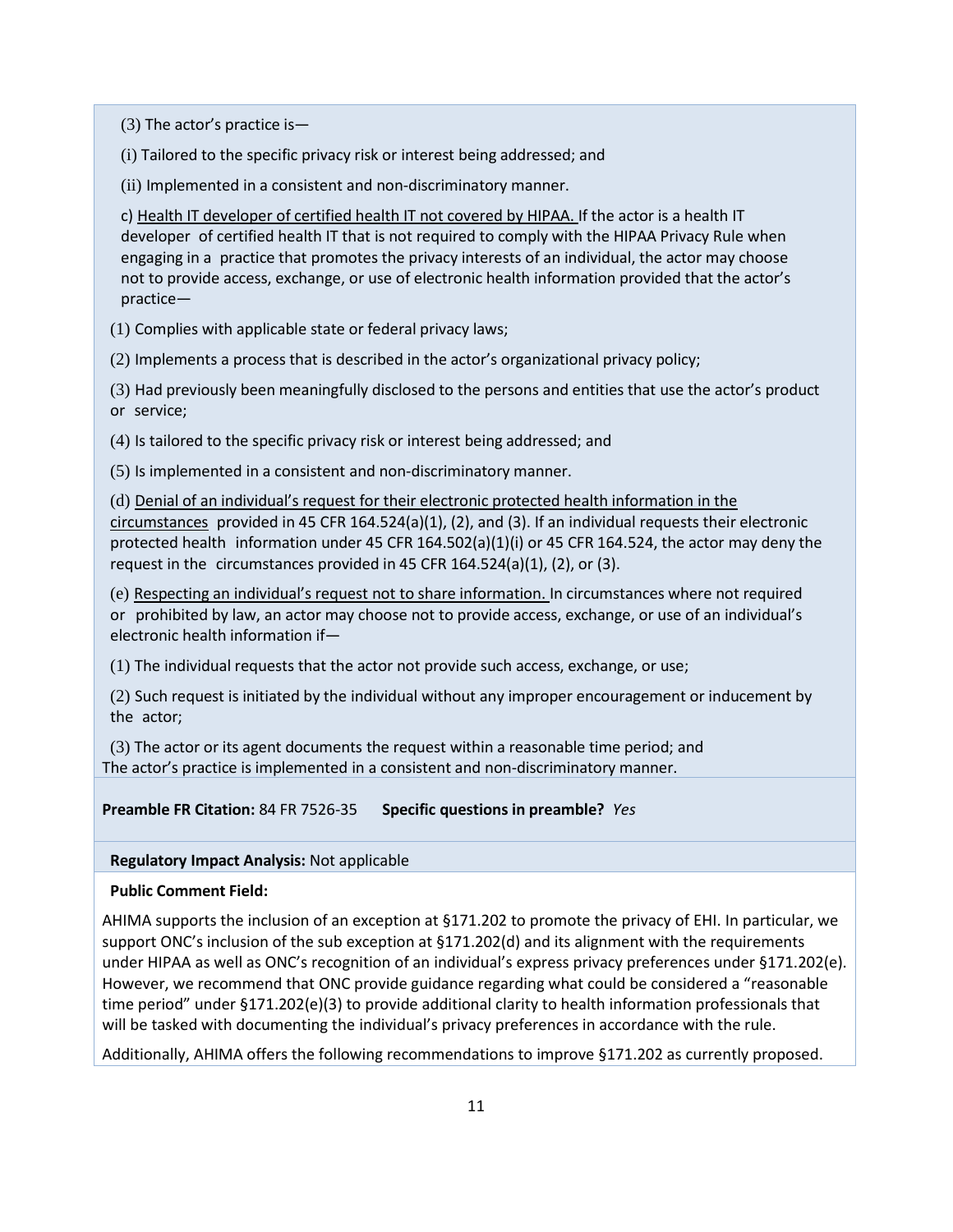(3) The actor's practice is—

(i) Tailored to the specific privacy risk or interest being addressed; and

(ii) Implemented in a consistent and non-discriminatory manner.

c) <u>Health IT developer of certified health IT not covered by HIPAA.</u> If the actor is a health IT developer of certified health IT that is not required to comply with the HIPAA Privacy Rule when engaging in a practice that promotes the privacy interests of an individual, the actor may choose not to provide access, exchange, or use of electronic health information provided that the actor's practice—

(1) Complies with applicable state or federal privacy laws;

(2) Implements a process that is described in the actor's organizational privacy policy;

(3) Had previously been meaningfully disclosed to the persons and entities that use the actor's product or service;

(4) Is tailored to the specific privacy risk or interest being addressed; and

(5) Is implemented in a consistent and non-discriminatory manner.

(d) <u>Denial of an individual's request for their electronic protected health information in the circumstances</u> provided in 45 CFR 164.524(a)(1), (2), and (3). If an individual requests their electronic protected health information under 45 CFR 164.502(a)(1)(i) or 45 CFR 164.524, the actor may deny the request in the circumstances provided in 45 CFR 164.524(a)(1), (2), or (3).

(e) <u>Respecting an individual's request not to share information.</u> In circumstances where not required or prohibited by law, an actor may choose not to provide access, exchange, or use of an individual's electronic health information if—

(1) The individual requests that the actor not provide such access, exchange, or use;

(2) Such request is initiated by the individual without any improper encouragement or inducement by the actor;

(3) The actor or its agent documents the request within a reasonable time period; and
The actor's practice is implemented in a consistent and non-discriminatory manner.

**Preamble FR Citation:** 84 FR 7526-35 **Specific questions in preamble?** *Yes*

**Regulatory Impact Analysis:** Not applicable

**Public Comment Field:**

AHIMA supports the inclusion of an exception at §171.202 to promote the privacy of EHI. In particular, we support ONC's inclusion of the sub exception at §171.202(d) and its alignment with the requirements under HIPAA as well as ONC's recognition of an individual's express privacy preferences under §171.202(e). However, we recommend that ONC provide guidance regarding what could be considered a "reasonable time period" under §171.202(e)(3) to provide additional clarity to health information professionals that will be tasked with documenting the individual's privacy preferences in accordance with the rule.

Additionally, AHIMA offers the following recommendations to improve §171.202 as currently proposed.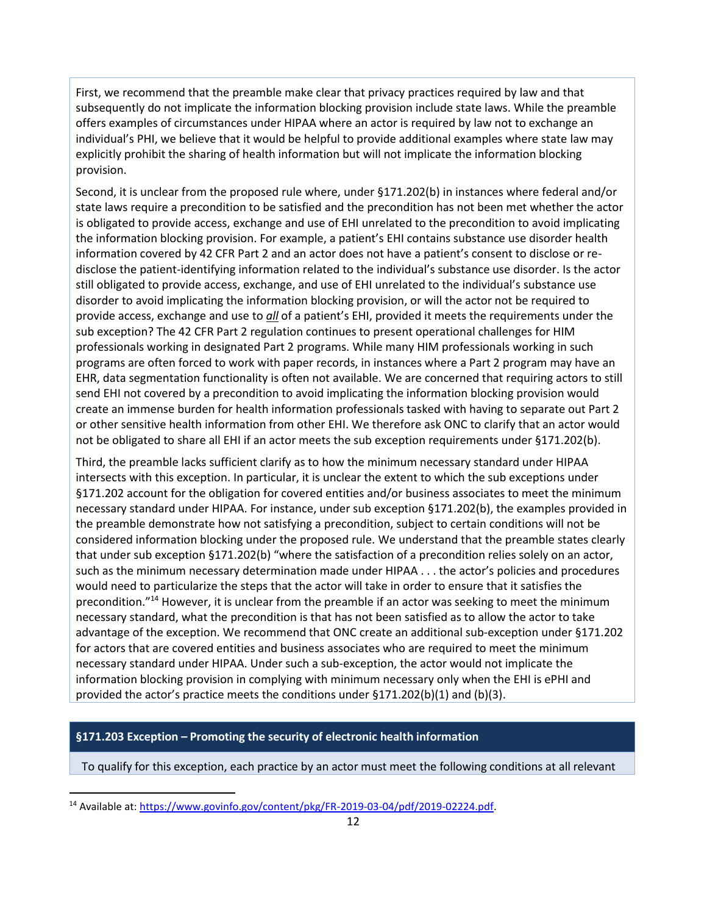First, we recommend that the preamble make clear that privacy practices required by law and that subsequently do not implicate the information blocking provision include state laws. While the preamble offers examples of circumstances under HIPAA where an actor is required by law not to exchange an individual's PHI, we believe that it would be helpful to provide additional examples where state law may explicitly prohibit the sharing of health information but will not implicate the information blocking provision.

Second, it is unclear from the proposed rule where, under §171.202(b) in instances where federal and/or state laws require a precondition to be satisfied and the precondition has not been met whether the actor is obligated to provide access, exchange and use of EHI unrelated to the precondition to avoid implicating the information blocking provision. For example, a patient's EHI contains substance use disorder health information covered by 42 CFR Part 2 and an actor does not have a patient's consent to disclose or re-disclose the patient-identifying information related to the individual's substance use disorder. Is the actor still obligated to provide access, exchange, and use of EHI unrelated to the individual's substance use disorder to avoid implicating the information blocking provision, or will the actor not be required to provide access, exchange and use to ***all*** of a patient's EHI, provided it meets the requirements under the sub exception? The 42 CFR Part 2 regulation continues to present operational challenges for HIM professionals working in designated Part 2 programs. While many HIM professionals working in such programs are often forced to work with paper records, in instances where a Part 2 program may have an EHR, data segmentation functionality is often not available. We are concerned that requiring actors to still send EHI not covered by a precondition to avoid implicating the information blocking provision would create an immense burden for health information professionals tasked with having to separate out Part 2 or other sensitive health information from other EHI. We therefore ask ONC to clarify that an actor would not be obligated to share all EHI if an actor meets the sub exception requirements under §171.202(b).

Third, the preamble lacks sufficient clarify as to how the minimum necessary standard under HIPAA intersects with this exception. In particular, it is unclear the extent to which the sub exceptions under §171.202 account for the obligation for covered entities and/or business associates to meet the minimum necessary standard under HIPAA. For instance, under sub exception §171.202(b), the examples provided in the preamble demonstrate how not satisfying a precondition, subject to certain conditions will not be considered information blocking under the proposed rule. We understand that the preamble states clearly that under sub exception §171.202(b) "where the satisfaction of a precondition relies solely on an actor, such as the minimum necessary determination made under HIPAA . . . the actor's policies and procedures would need to particularize the steps that the actor will take in order to ensure that it satisfies the precondition."[14] However, it is unclear from the preamble if an actor was seeking to meet the minimum necessary standard, what the precondition is that has not been satisfied as to allow the actor to take advantage of the exception. We recommend that ONC create an additional sub-exception under §171.202 for actors that are covered entities and business associates who are required to meet the minimum necessary standard under HIPAA. Under such a sub-exception, the actor would not implicate the information blocking provision in complying with minimum necessary only when the EHI is ePHI and provided the actor's practice meets the conditions under §171.202(b)(1) and (b)(3).

**§171.203 Exception – Promoting the security of electronic health information**

To qualify for this exception, each practice by an actor must meet the following conditions at all relevant

[14] Available at: https://www.govinfo.gov/content/pkg/FR-2019-03-04/pdf/2019-02224.pdf.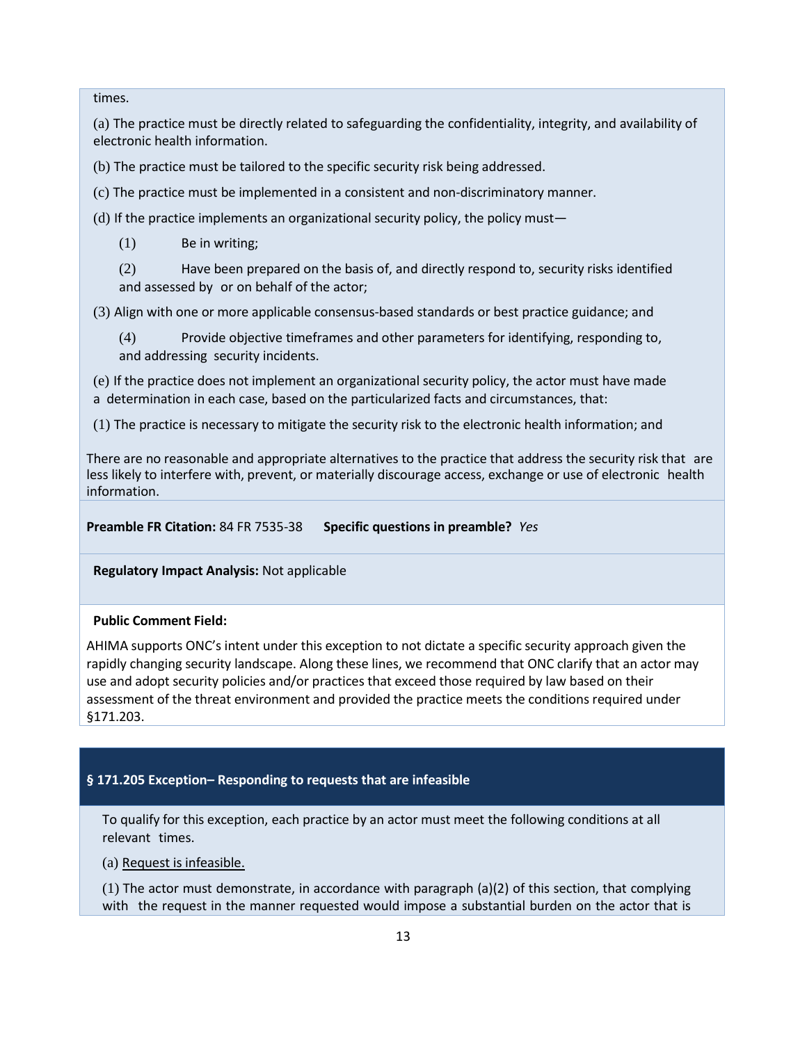times.

(a) The practice must be directly related to safeguarding the confidentiality, integrity, and availability of electronic health information.

(b) The practice must be tailored to the specific security risk being addressed.

(c) The practice must be implemented in a consistent and non-discriminatory manner.

(d) If the practice implements an organizational security policy, the policy must—

(1) Be in writing;

(2) Have been prepared on the basis of, and directly respond to, security risks identified and assessed by or on behalf of the actor;

(3) Align with one or more applicable consensus-based standards or best practice guidance; and

(4) Provide objective timeframes and other parameters for identifying, responding to, and addressing security incidents.

(e) If the practice does not implement an organizational security policy, the actor must have made a determination in each case, based on the particularized facts and circumstances, that:

(1) The practice is necessary to mitigate the security risk to the electronic health information; and

There are no reasonable and appropriate alternatives to the practice that address the security risk that are less likely to interfere with, prevent, or materially discourage access, exchange or use of electronic health information.

**Preamble FR Citation:** 84 FR 7535-38 **Specific questions in preamble?** *Yes*

**Regulatory Impact Analysis:** Not applicable

**Public Comment Field:**

AHIMA supports ONC's intent under this exception to not dictate a specific security approach given the rapidly changing security landscape. Along these lines, we recommend that ONC clarify that an actor may use and adopt security policies and/or practices that exceed those required by law based on their assessment of the threat environment and provided the practice meets the conditions required under §171.203.

## § 171.205 Exception– Responding to requests that are infeasible

To qualify for this exception, each practice by an actor must meet the following conditions at all relevant times.

(a) Request is infeasible.

(1) The actor must demonstrate, in accordance with paragraph (a)(2) of this section, that complying with the request in the manner requested would impose a substantial burden on the actor that is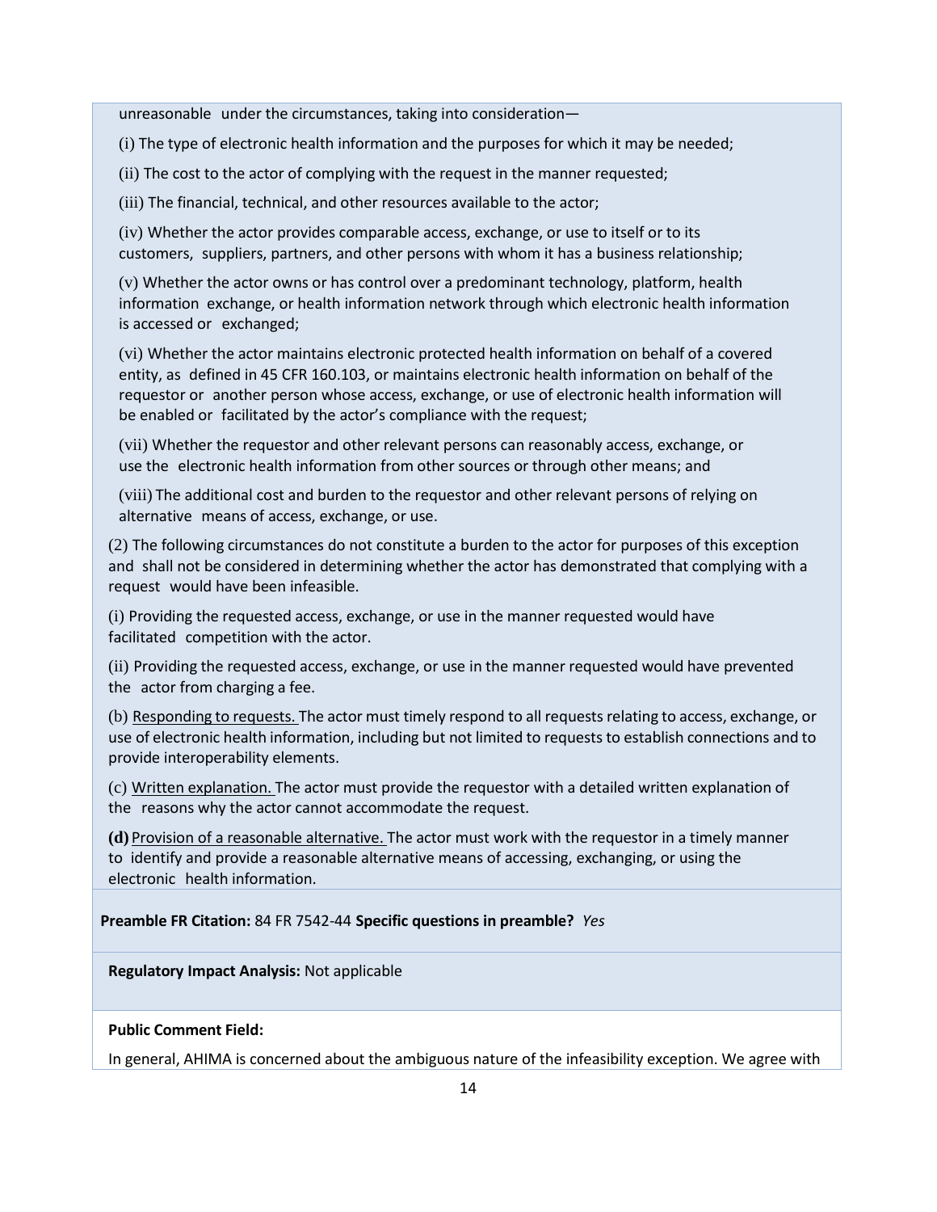unreasonable under the circumstances, taking into consideration—

(i) The type of electronic health information and the purposes for which it may be needed;

(ii) The cost to the actor of complying with the request in the manner requested;

(iii) The financial, technical, and other resources available to the actor;

(iv) Whether the actor provides comparable access, exchange, or use to itself or to its customers, suppliers, partners, and other persons with whom it has a business relationship;

(v) Whether the actor owns or has control over a predominant technology, platform, health information exchange, or health information network through which electronic health information is accessed or exchanged;

(vi) Whether the actor maintains electronic protected health information on behalf of a covered entity, as defined in 45 CFR 160.103, or maintains electronic health information on behalf of the requestor or another person whose access, exchange, or use of electronic health information will be enabled or facilitated by the actor's compliance with the request;

(vii) Whether the requestor and other relevant persons can reasonably access, exchange, or use the electronic health information from other sources or through other means; and

(viii) The additional cost and burden to the requestor and other relevant persons of relying on alternative means of access, exchange, or use.

(2) The following circumstances do not constitute a burden to the actor for purposes of this exception and shall not be considered in determining whether the actor has demonstrated that complying with a request would have been infeasible.

(i) Providing the requested access, exchange, or use in the manner requested would have facilitated competition with the actor.

(ii) Providing the requested access, exchange, or use in the manner requested would have prevented the actor from charging a fee.

(b) Responding to requests. The actor must timely respond to all requests relating to access, exchange, or use of electronic health information, including but not limited to requests to establish connections and to provide interoperability elements.

(c) Written explanation. The actor must provide the requestor with a detailed written explanation of the reasons why the actor cannot accommodate the request.

**(d)** Provision of a reasonable alternative. The actor must work with the requestor in a timely manner to identify and provide a reasonable alternative means of accessing, exchanging, or using the electronic health information.

**Preamble FR Citation:** 84 FR 7542-44 **Specific questions in preamble?** *Yes*

**Regulatory Impact Analysis:** Not applicable

**Public Comment Field:**

In general, AHIMA is concerned about the ambiguous nature of the infeasibility exception. We agree with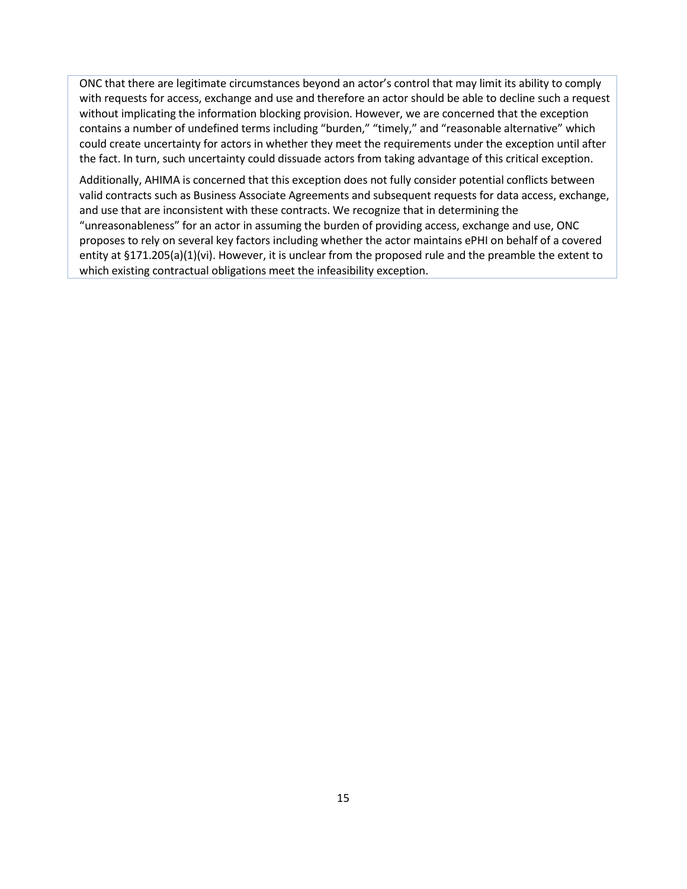ONC that there are legitimate circumstances beyond an actor's control that may limit its ability to comply with requests for access, exchange and use and therefore an actor should be able to decline such a request without implicating the information blocking provision. However, we are concerned that the exception contains a number of undefined terms including "burden," "timely," and "reasonable alternative" which could create uncertainty for actors in whether they meet the requirements under the exception until after the fact. In turn, such uncertainty could dissuade actors from taking advantage of this critical exception.

Additionally, AHIMA is concerned that this exception does not fully consider potential conflicts between valid contracts such as Business Associate Agreements and subsequent requests for data access, exchange, and use that are inconsistent with these contracts. We recognize that in determining the "unreasonableness" for an actor in assuming the burden of providing access, exchange and use, ONC proposes to rely on several key factors including whether the actor maintains ePHI on behalf of a covered entity at §171.205(a)(1)(vi). However, it is unclear from the proposed rule and the preamble the extent to which existing contractual obligations meet the infeasibility exception.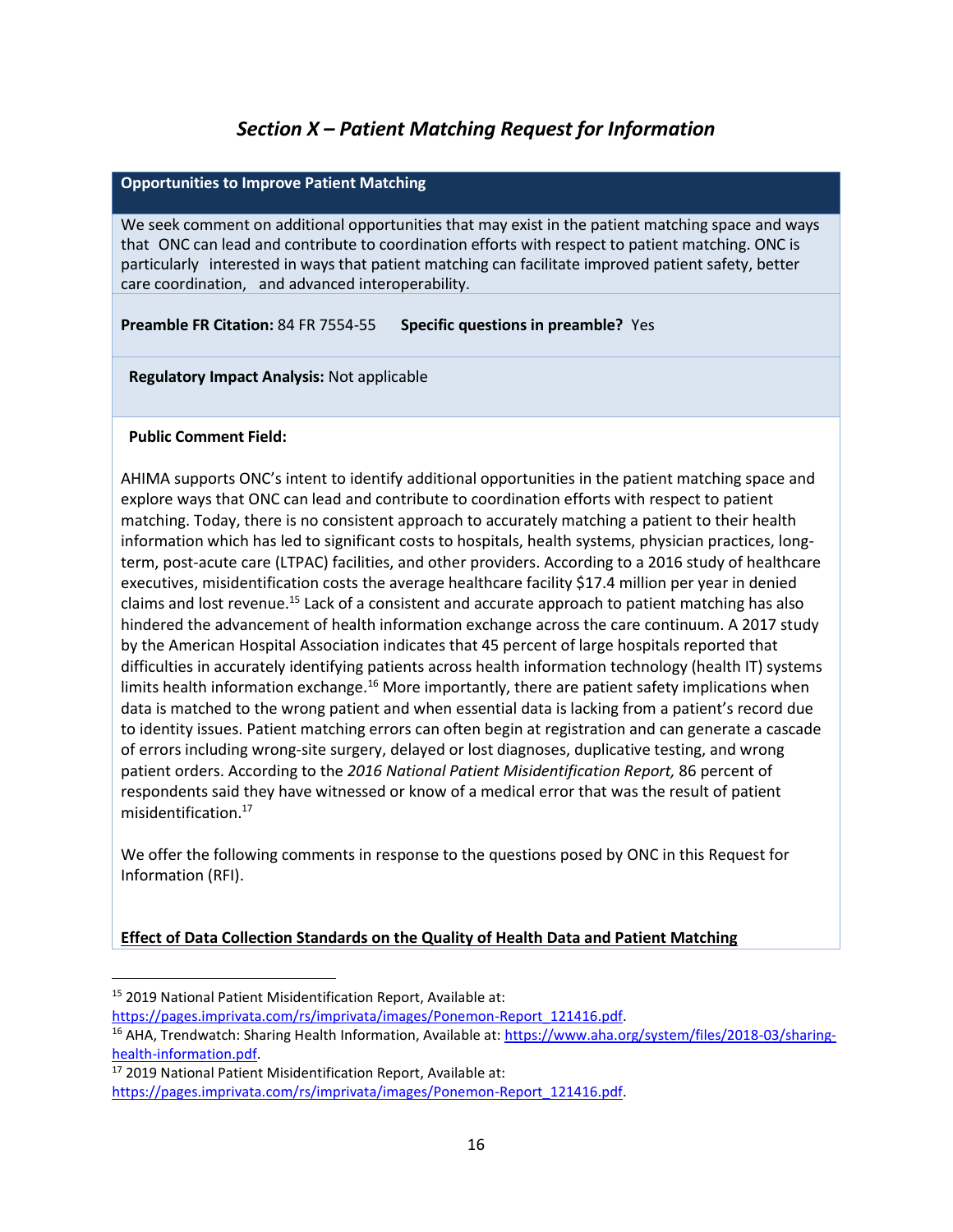## *Section X – Patient Matching Request for Information*

**Opportunities to Improve Patient Matching**

We seek comment on additional opportunities that may exist in the patient matching space and ways that ONC can lead and contribute to coordination efforts with respect to patient matching. ONC is particularly interested in ways that patient matching can facilitate improved patient safety, better care coordination, and advanced interoperability.

**Preamble FR Citation:** 84 FR 7554-55 **Specific questions in preamble?** Yes

**Regulatory Impact Analysis:** Not applicable

**Public Comment Field:**

AHIMA supports ONC's intent to identify additional opportunities in the patient matching space and explore ways that ONC can lead and contribute to coordination efforts with respect to patient matching. Today, there is no consistent approach to accurately matching a patient to their health information which has led to significant costs to hospitals, health systems, physician practices, long-term, post-acute care (LTPAC) facilities, and other providers. According to a 2016 study of healthcare executives, misidentification costs the average healthcare facility $17.4 million per year in denied claims and lost revenue.[15] Lack of a consistent and accurate approach to patient matching has also hindered the advancement of health information exchange across the care continuum. A 2017 study by the American Hospital Association indicates that 45 percent of large hospitals reported that difficulties in accurately identifying patients across health information technology (health IT) systems limits health information exchange.[16] More importantly, there are patient safety implications when data is matched to the wrong patient and when essential data is lacking from a patient's record due to identity issues. Patient matching errors can often begin at registration and can generate a cascade of errors including wrong-site surgery, delayed or lost diagnoses, duplicative testing, and wrong patient orders. According to the *2016 National Patient Misidentification Report,* 86 percent of respondents said they have witnessed or know of a medical error that was the result of patient misidentification.[17]

We offer the following comments in response to the questions posed by ONC in this Request for Information (RFI).

<u>**Effect of Data Collection Standards on the Quality of Health Data and Patient Matching**</u>

---

[15] 2019 National Patient Misidentification Report, Available at: https://pages.imprivata.com/rs/imprivata/images/Ponemon-Report_121416.pdf.

[16] AHA, Trendwatch: Sharing Health Information, Available at: https://www.aha.org/system/files/2018-03/sharing-health-information.pdf.

[17] 2019 National Patient Misidentification Report, Available at: https://pages.imprivata.com/rs/imprivata/images/Ponemon-Report_121416.pdf.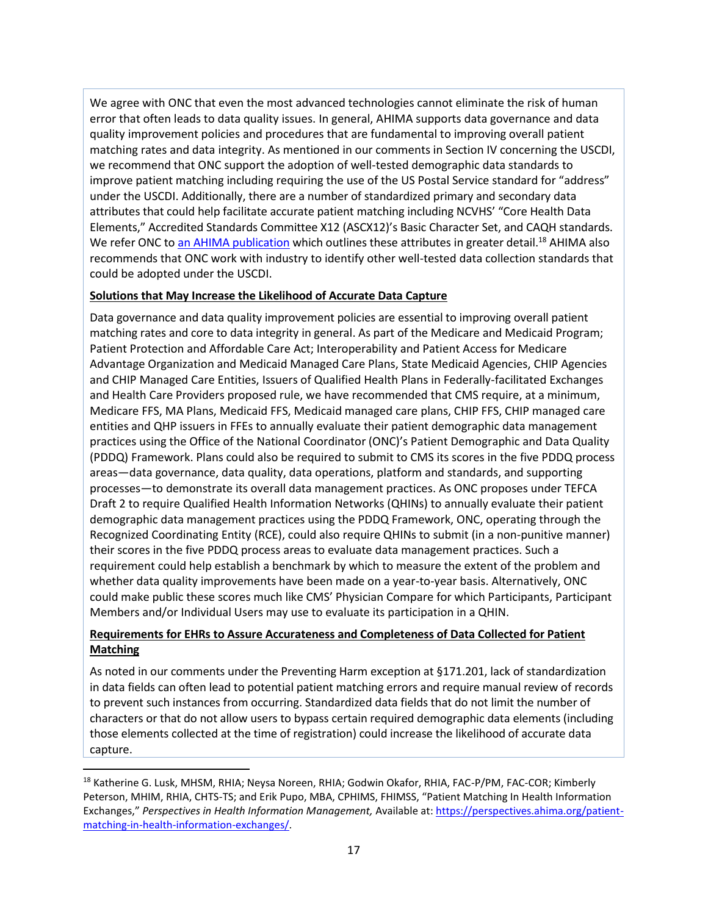We agree with ONC that even the most advanced technologies cannot eliminate the risk of human error that often leads to data quality issues. In general, AHIMA supports data governance and data quality improvement policies and procedures that are fundamental to improving overall patient matching rates and data integrity. As mentioned in our comments in Section IV concerning the USCDI, we recommend that ONC support the adoption of well-tested demographic data standards to improve patient matching including requiring the use of the US Postal Service standard for "address" under the USCDI. Additionally, there are a number of standardized primary and secondary data attributes that could help facilitate accurate patient matching including NCVHS' "Core Health Data Elements," Accredited Standards Committee X12 (ASCX12)'s Basic Character Set, and CAQH standards. We refer ONC to [an AHIMA publication](https://perspectives.ahima.org/patient-matching-in-health-information-exchanges/) which outlines these attributes in greater detail.[18] AHIMA also recommends that ONC work with industry to identify other well-tested data collection standards that could be adopted under the USCDI.

**Solutions that May Increase the Likelihood of Accurate Data Capture**

Data governance and data quality improvement policies are essential to improving overall patient matching rates and core to data integrity in general. As part of the Medicare and Medicaid Program; Patient Protection and Affordable Care Act; Interoperability and Patient Access for Medicare Advantage Organization and Medicaid Managed Care Plans, State Medicaid Agencies, CHIP Agencies and CHIP Managed Care Entities, Issuers of Qualified Health Plans in Federally-facilitated Exchanges and Health Care Providers proposed rule, we have recommended that CMS require, at a minimum, Medicare FFS, MA Plans, Medicaid FFS, Medicaid managed care plans, CHIP FFS, CHIP managed care entities and QHP issuers in FFEs to annually evaluate their patient demographic data management practices using the Office of the National Coordinator (ONC)'s Patient Demographic and Data Quality (PDDQ) Framework. Plans could also be required to submit to CMS its scores in the five PDDQ process areas—data governance, data quality, data operations, platform and standards, and supporting processes—to demonstrate its overall data management practices. As ONC proposes under TEFCA Draft 2 to require Qualified Health Information Networks (QHINs) to annually evaluate their patient demographic data management practices using the PDDQ Framework, ONC, operating through the Recognized Coordinating Entity (RCE), could also require QHINs to submit (in a non-punitive manner) their scores in the five PDDQ process areas to evaluate data management practices. Such a requirement could help establish a benchmark by which to measure the extent of the problem and whether data quality improvements have been made on a year-to-year basis. Alternatively, ONC could make public these scores much like CMS' Physician Compare for which Participants, Participant Members and/or Individual Users may use to evaluate its participation in a QHIN.

**Requirements for EHRs to Assure Accurateness and Completeness of Data Collected for Patient Matching**

As noted in our comments under the Preventing Harm exception at §171.201, lack of standardization in data fields can often lead to potential patient matching errors and require manual review of records to prevent such instances from occurring. Standardized data fields that do not limit the number of characters or that do not allow users to bypass certain required demographic data elements (including those elements collected at the time of registration) could increase the likelihood of accurate data capture.

---

[18] Katherine G. Lusk, MHSM, RHIA; Neysa Noreen, RHIA; Godwin Okafor, RHIA, FAC-P/PM, FAC-COR; Kimberly Peterson, MHIM, RHIA, CHTS-TS; and Erik Pupo, MBA, CPHIMS, FHIMSS, "Patient Matching In Health Information Exchanges," *Perspectives in Health Information Management,* Available at: [https://perspectives.ahima.org/patient-matching-in-health-information-exchanges/](https://perspectives.ahima.org/patient-matching-in-health-information-exchanges/).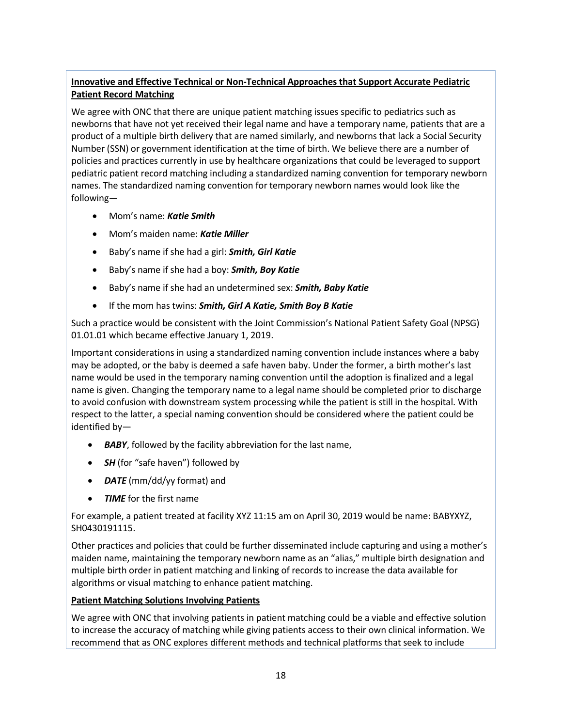**Innovative and Effective Technical or Non-Technical Approaches that Support Accurate Pediatric Patient Record Matching**

We agree with ONC that there are unique patient matching issues specific to pediatrics such as newborns that have not yet received their legal name and have a temporary name, patients that are a product of a multiple birth delivery that are named similarly, and newborns that lack a Social Security Number (SSN) or government identification at the time of birth. We believe there are a number of policies and practices currently in use by healthcare organizations that could be leveraged to support pediatric patient record matching including a standardized naming convention for temporary newborn names. The standardized naming convention for temporary newborn names would look like the following—

- Mom's name: ***Katie Smith***
- Mom's maiden name: ***Katie Miller***
- Baby's name if she had a girl: ***Smith, Girl Katie***
- Baby's name if she had a boy: ***Smith, Boy Katie***
- Baby's name if she had an undetermined sex: ***Smith, Baby Katie***
- If the mom has twins: ***Smith, Girl A Katie, Smith Boy B Katie***

Such a practice would be consistent with the Joint Commission's National Patient Safety Goal (NPSG) 01.01.01 which became effective January 1, 2019.

Important considerations in using a standardized naming convention include instances where a baby may be adopted, or the baby is deemed a safe haven baby. Under the former, a birth mother's last name would be used in the temporary naming convention until the adoption is finalized and a legal name is given. Changing the temporary name to a legal name should be completed prior to discharge to avoid confusion with downstream system processing while the patient is still in the hospital. With respect to the latter, a special naming convention should be considered where the patient could be identified by—

- ***BABY***, followed by the facility abbreviation for the last name,
- ***SH*** (for "safe haven") followed by
- ***DATE*** (mm/dd/yy format) and
- ***TIME*** for the first name

For example, a patient treated at facility XYZ 11:15 am on April 30, 2019 would be name: BABYXYZ, SH0430191115.

Other practices and policies that could be further disseminated include capturing and using a mother's maiden name, maintaining the temporary newborn name as an "alias," multiple birth designation and multiple birth order in patient matching and linking of records to increase the data available for algorithms or visual matching to enhance patient matching.

**Patient Matching Solutions Involving Patients**

We agree with ONC that involving patients in patient matching could be a viable and effective solution to increase the accuracy of matching while giving patients access to their own clinical information. We recommend that as ONC explores different methods and technical platforms that seek to include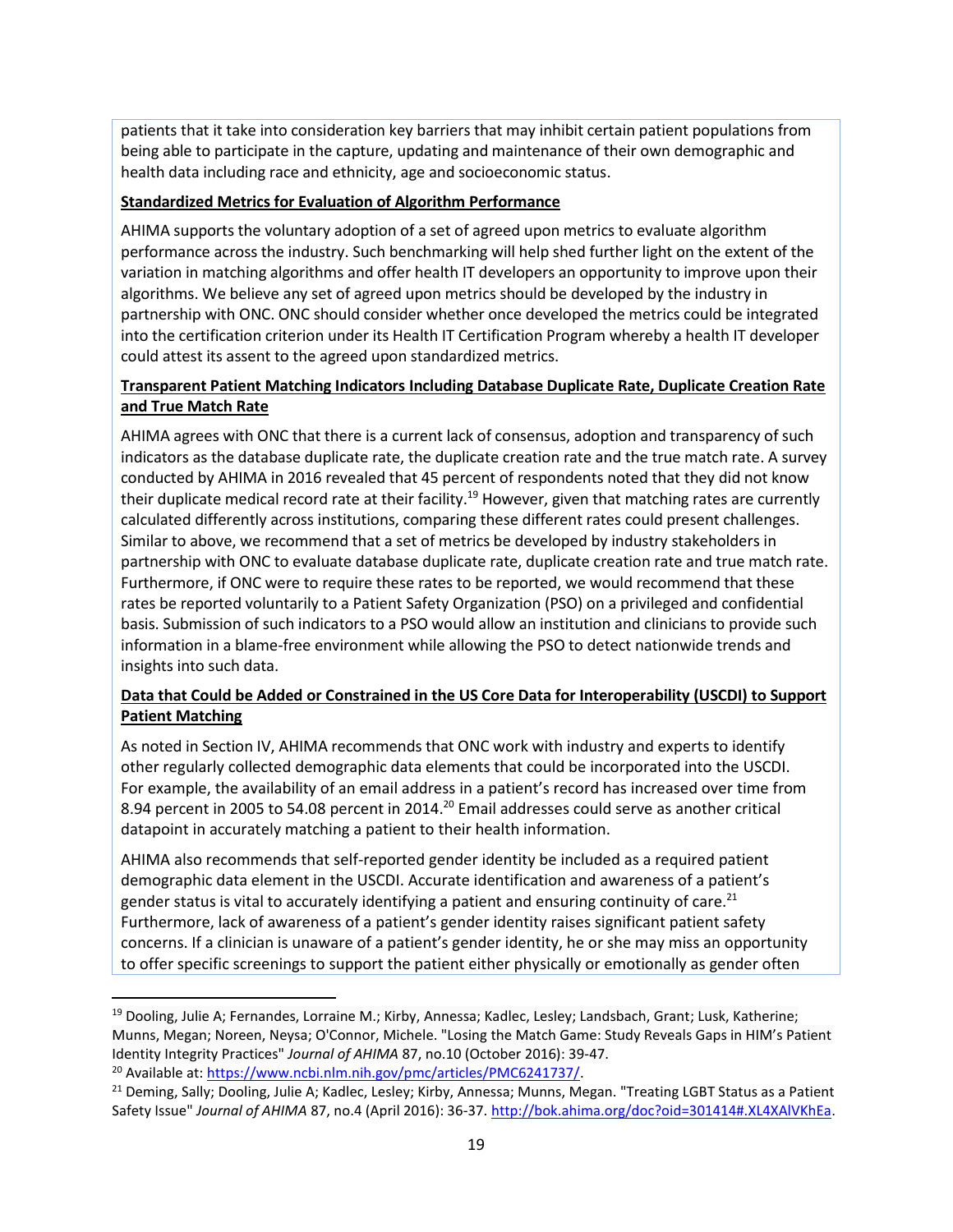patients that it take into consideration key barriers that may inhibit certain patient populations from being able to participate in the capture, updating and maintenance of their own demographic and health data including race and ethnicity, age and socioeconomic status.

**Standardized Metrics for Evaluation of Algorithm Performance**

AHIMA supports the voluntary adoption of a set of agreed upon metrics to evaluate algorithm performance across the industry. Such benchmarking will help shed further light on the extent of the variation in matching algorithms and offer health IT developers an opportunity to improve upon their algorithms. We believe any set of agreed upon metrics should be developed by the industry in partnership with ONC. ONC should consider whether once developed the metrics could be integrated into the certification criterion under its Health IT Certification Program whereby a health IT developer could attest its assent to the agreed upon standardized metrics.

**Transparent Patient Matching Indicators Including Database Duplicate Rate, Duplicate Creation Rate and True Match Rate**

AHIMA agrees with ONC that there is a current lack of consensus, adoption and transparency of such indicators as the database duplicate rate, the duplicate creation rate and the true match rate. A survey conducted by AHIMA in 2016 revealed that 45 percent of respondents noted that they did not know their duplicate medical record rate at their facility.[19] However, given that matching rates are currently calculated differently across institutions, comparing these different rates could present challenges. Similar to above, we recommend that a set of metrics be developed by industry stakeholders in partnership with ONC to evaluate database duplicate rate, duplicate creation rate and true match rate. Furthermore, if ONC were to require these rates to be reported, we would recommend that these rates be reported voluntarily to a Patient Safety Organization (PSO) on a privileged and confidential basis. Submission of such indicators to a PSO would allow an institution and clinicians to provide such information in a blame-free environment while allowing the PSO to detect nationwide trends and insights into such data.

**Data that Could be Added or Constrained in the US Core Data for Interoperability (USCDI) to Support Patient Matching**

As noted in Section IV, AHIMA recommends that ONC work with industry and experts to identify other regularly collected demographic data elements that could be incorporated into the USCDI. For example, the availability of an email address in a patient's record has increased over time from 8.94 percent in 2005 to 54.08 percent in 2014.[20] Email addresses could serve as another critical datapoint in accurately matching a patient to their health information.

AHIMA also recommends that self-reported gender identity be included as a required patient demographic data element in the USCDI. Accurate identification and awareness of a patient's gender status is vital to accurately identifying a patient and ensuring continuity of care.[21] Furthermore, lack of awareness of a patient's gender identity raises significant patient safety concerns. If a clinician is unaware of a patient's gender identity, he or she may miss an opportunity to offer specific screenings to support the patient either physically or emotionally as gender often

---

[19] Dooling, Julie A; Fernandes, Lorraine M.; Kirby, Annessa; Kadlec, Lesley; Landsbach, Grant; Lusk, Katherine; Munns, Megan; Noreen, Neysa; O'Connor, Michele. "Losing the Match Game: Study Reveals Gaps in HIM's Patient Identity Integrity Practices" *Journal of AHIMA* 87, no.10 (October 2016): 39-47.

[20] Available at: https://www.ncbi.nlm.nih.gov/pmc/articles/PMC6241737/.

[21] Deming, Sally; Dooling, Julie A; Kadlec, Lesley; Kirby, Annessa; Munns, Megan. "Treating LGBT Status as a Patient Safety Issue" *Journal of AHIMA* 87, no.4 (April 2016): 36-37. http://bok.ahima.org/doc?oid=301414#.XL4XAlVKhEa.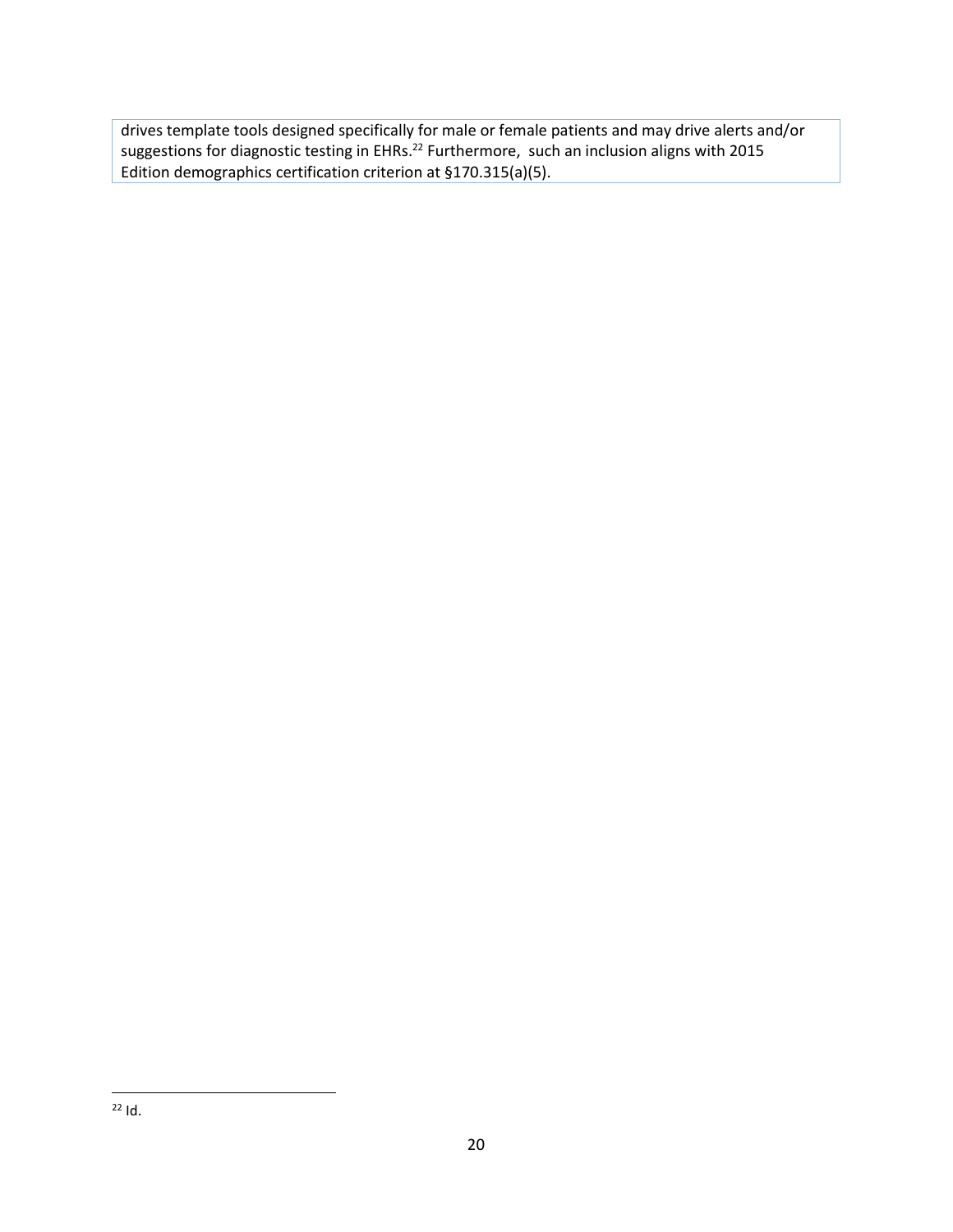drives template tools designed specifically for male or female patients and may drive alerts and/or suggestions for diagnostic testing in EHRs.[22] Furthermore, such an inclusion aligns with 2015 Edition demographics certification criterion at §170.315(a)(5).

[22] Id.